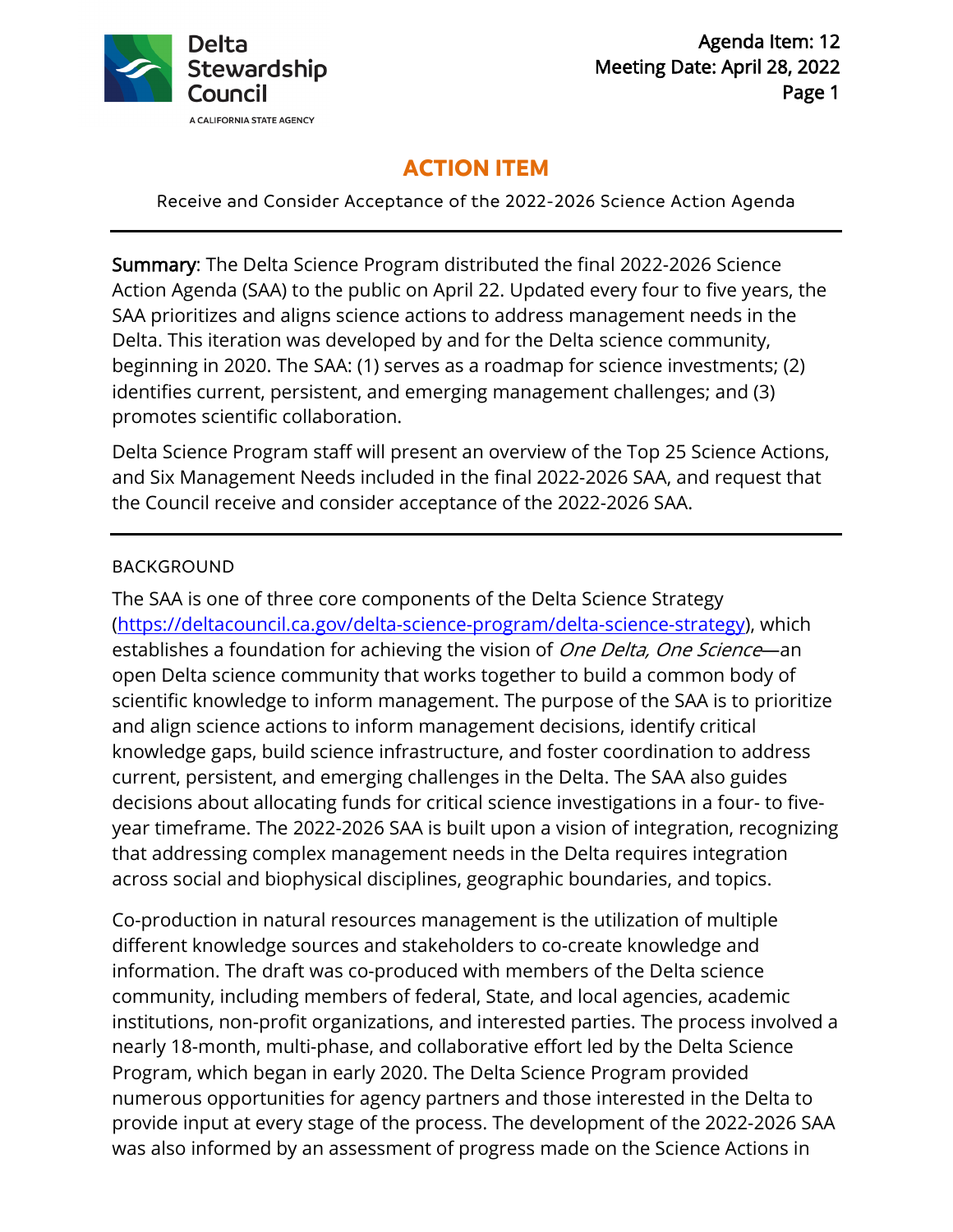Delta Stewardship Council

A CALIFORNIA STATE AGENCY

Agenda Item: 12
Meeting Date: April 28, 2022

# ACTION ITEM

Receive and Consider Acceptance of the 2022-2026 Science Action Agenda

---

**Summary**: The Delta Science Program distributed the final 2022-2026 Science Action Agenda (SAA) to the public on April 22. Updated every four to five years, the SAA prioritizes and aligns science actions to address management needs in the Delta. This iteration was developed by and for the Delta science community, beginning in 2020. The SAA: (1) serves as a roadmap for science investments; (2) identifies current, persistent, and emerging management challenges; and (3) promotes scientific collaboration.

Delta Science Program staff will present an overview of the Top 25 Science Actions, and Six Management Needs included in the final 2022-2026 SAA, and request that the Council receive and consider acceptance of the 2022-2026 SAA.

---

## BACKGROUND

The SAA is one of three core components of the Delta Science Strategy (https://deltacouncil.ca.gov/delta-science-program/delta-science-strategy), which establishes a foundation for achieving the vision of *One Delta, One Science*—an open Delta science community that works together to build a common body of scientific knowledge to inform management. The purpose of the SAA is to prioritize and align science actions to inform management decisions, identify critical knowledge gaps, build science infrastructure, and foster coordination to address current, persistent, and emerging challenges in the Delta. The SAA also guides decisions about allocating funds for critical science investigations in a four- to five-year timeframe. The 2022-2026 SAA is built upon a vision of integration, recognizing that addressing complex management needs in the Delta requires integration across social and biophysical disciplines, geographic boundaries, and topics.

Co-production in natural resources management is the utilization of multiple different knowledge sources and stakeholders to co-create knowledge and information. The draft was co-produced with members of the Delta science community, including members of federal, State, and local agencies, academic institutions, non-profit organizations, and interested parties. The process involved a nearly 18-month, multi-phase, and collaborative effort led by the Delta Science Program, which began in early 2020. The Delta Science Program provided numerous opportunities for agency partners and those interested in the Delta to provide input at every stage of the process. The development of the 2022-2026 SAA was also informed by an assessment of progress made on the Science Actions in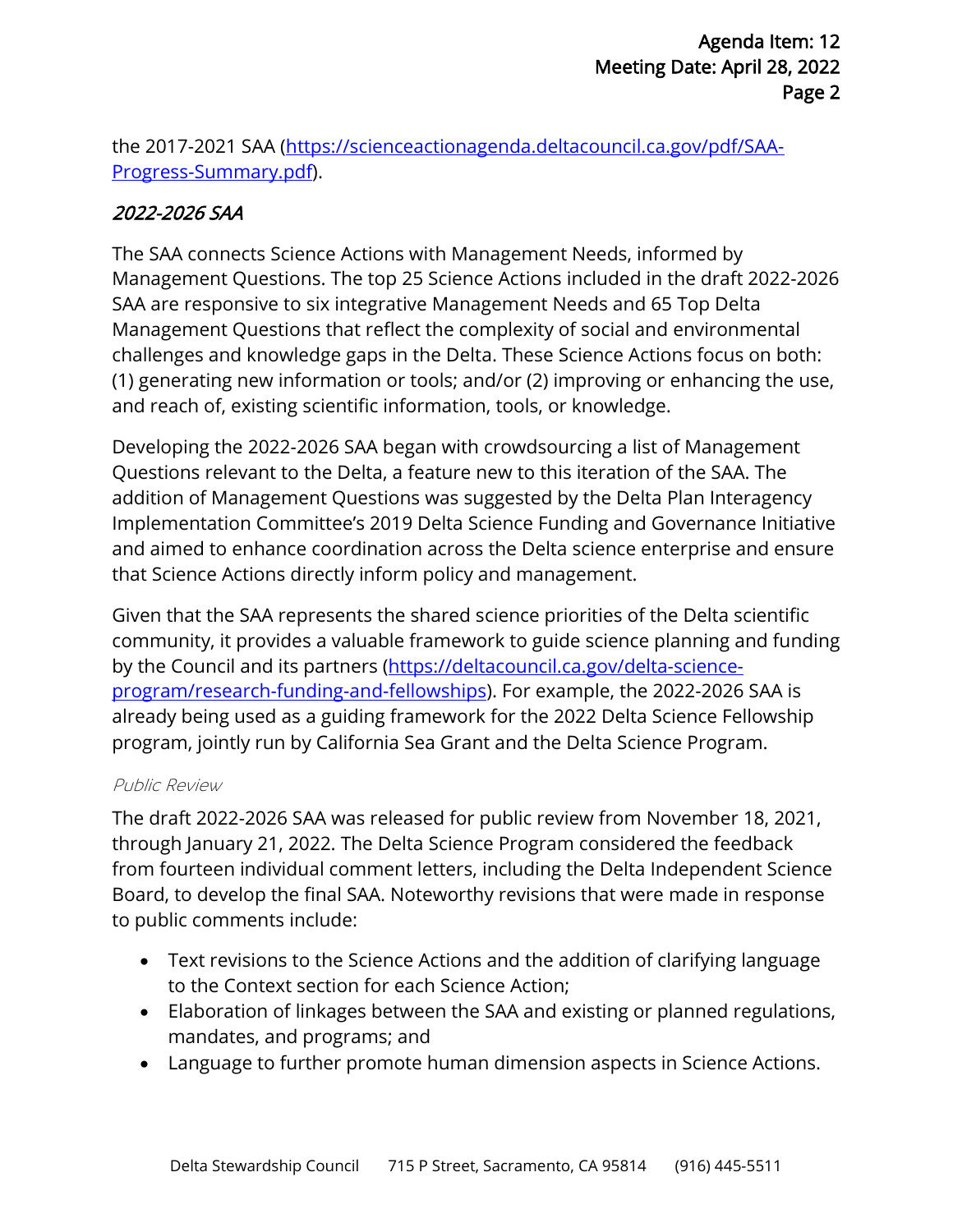the 2017-2021 SAA (https://scienceactionagenda.deltacouncil.ca.gov/pdf/SAA-Progress-Summary.pdf).

### *2022-2026 SAA*

The SAA connects Science Actions with Management Needs, informed by Management Questions. The top 25 Science Actions included in the draft 2022-2026 SAA are responsive to six integrative Management Needs and 65 Top Delta Management Questions that reflect the complexity of social and environmental challenges and knowledge gaps in the Delta. These Science Actions focus on both: (1) generating new information or tools; and/or (2) improving or enhancing the use, and reach of, existing scientific information, tools, or knowledge.

Developing the 2022-2026 SAA began with crowdsourcing a list of Management Questions relevant to the Delta, a feature new to this iteration of the SAA. The addition of Management Questions was suggested by the Delta Plan Interagency Implementation Committee's 2019 Delta Science Funding and Governance Initiative and aimed to enhance coordination across the Delta science enterprise and ensure that Science Actions directly inform policy and management.

Given that the SAA represents the shared science priorities of the Delta scientific community, it provides a valuable framework to guide science planning and funding by the Council and its partners (https://deltacouncil.ca.gov/delta-science-program/research-funding-and-fellowships). For example, the 2022-2026 SAA is already being used as a guiding framework for the 2022 Delta Science Fellowship program, jointly run by California Sea Grant and the Delta Science Program.

#### *Public Review*

The draft 2022-2026 SAA was released for public review from November 18, 2021, through January 21, 2022. The Delta Science Program considered the feedback from fourteen individual comment letters, including the Delta Independent Science Board, to develop the final SAA. Noteworthy revisions that were made in response to public comments include:

- Text revisions to the Science Actions and the addition of clarifying language to the Context section for each Science Action;
- Elaboration of linkages between the SAA and existing or planned regulations, mandates, and programs; and
- Language to further promote human dimension aspects in Science Actions.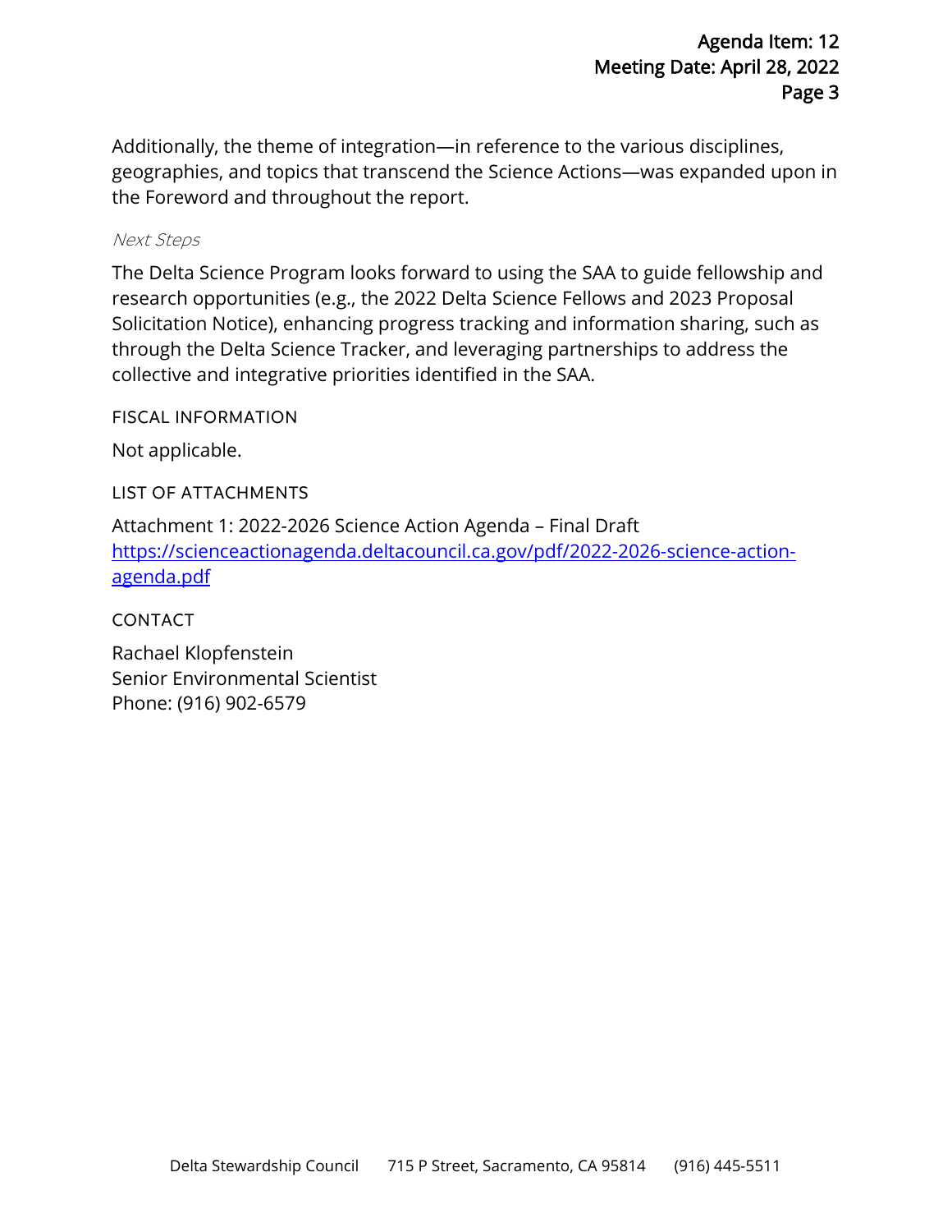Additionally, the theme of integration—in reference to the various disciplines, geographies, and topics that transcend the Science Actions—was expanded upon in the Foreword and throughout the report.

*Next Steps*

The Delta Science Program looks forward to using the SAA to guide fellowship and research opportunities (e.g., the 2022 Delta Science Fellows and 2023 Proposal Solicitation Notice), enhancing progress tracking and information sharing, such as through the Delta Science Tracker, and leveraging partnerships to address the collective and integrative priorities identified in the SAA.

## FISCAL INFORMATION

Not applicable.

## LIST OF ATTACHMENTS

Attachment 1: 2022-2026 Science Action Agenda – Final Draft
https://scienceactionagenda.deltacouncil.ca.gov/pdf/2022-2026-science-action-agenda.pdf

## CONTACT

Rachael Klopfenstein
Senior Environmental Scientist
Phone: (916) 902-6579